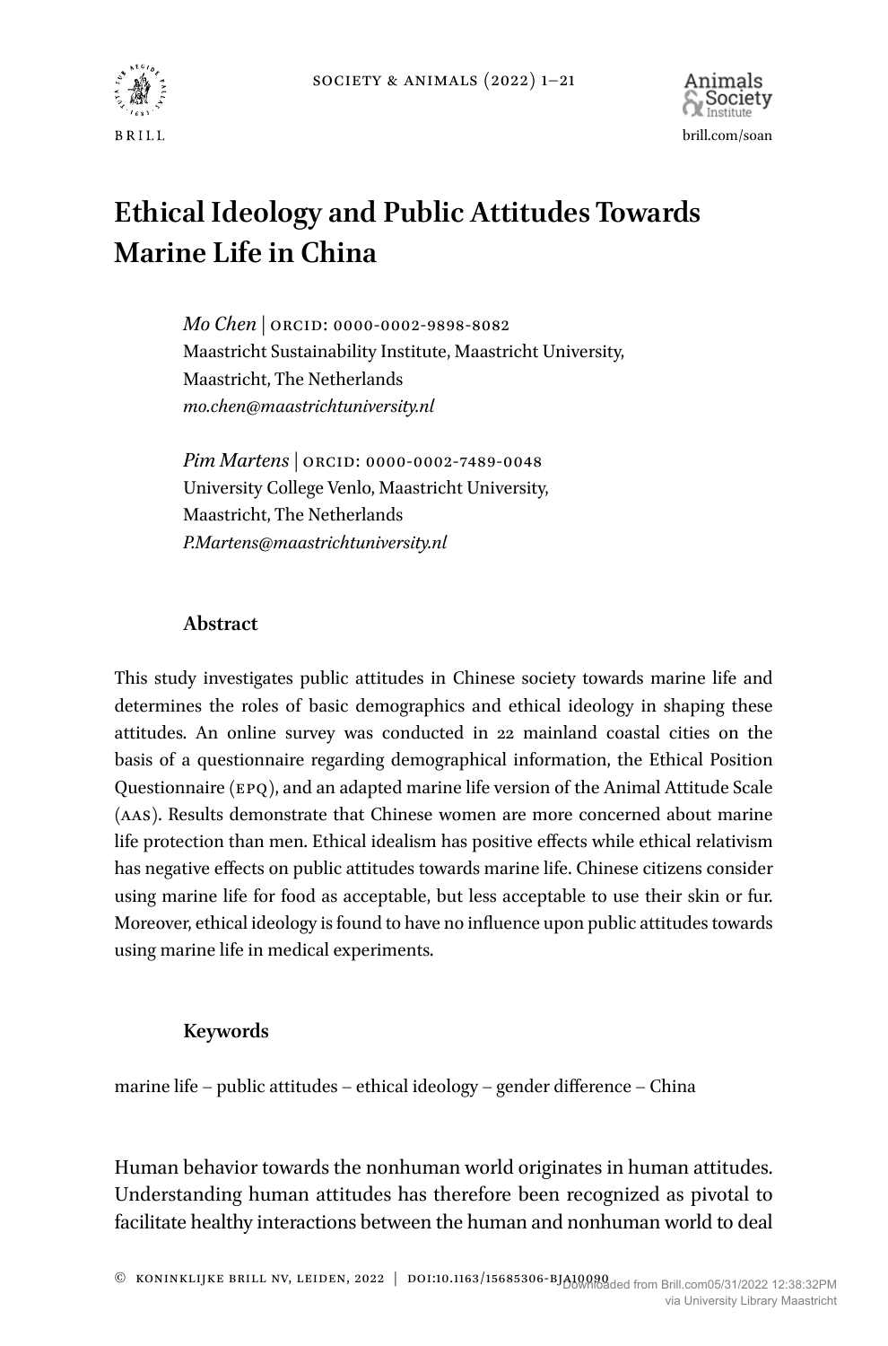# Ethical Ideology and Public Attitudes Towards Marine Life in China

*Mo Chen* | ORCID: 0000-0002-9898-8082
Maastricht Sustainability Institute, Maastricht University, Maastricht, The Netherlands
*mo.chen@maastrichtuniversity.nl*

*Pim Martens* | ORCID: 0000-0002-7489-0048
University College Venlo, Maastricht University, Maastricht, The Netherlands
*P.Martens@maastrichtuniversity.nl*

## Abstract

This study investigates public attitudes in Chinese society towards marine life and determines the roles of basic demographics and ethical ideology in shaping these attitudes. An online survey was conducted in 22 mainland coastal cities on the basis of a questionnaire regarding demographical information, the Ethical Position Questionnaire (EPQ), and an adapted marine life version of the Animal Attitude Scale (AAS). Results demonstrate that Chinese women are more concerned about marine life protection than men. Ethical idealism has positive effects while ethical relativism has negative effects on public attitudes towards marine life. Chinese citizens consider using marine life for food as acceptable, but less acceptable to use their skin or fur. Moreover, ethical ideology is found to have no influence upon public attitudes towards using marine life in medical experiments.

## Keywords

marine life – public attitudes – ethical ideology – gender difference – China

Human behavior towards the nonhuman world originates in human attitudes. Understanding human attitudes has therefore been recognized as pivotal to facilitate healthy interactions between the human and nonhuman world to deal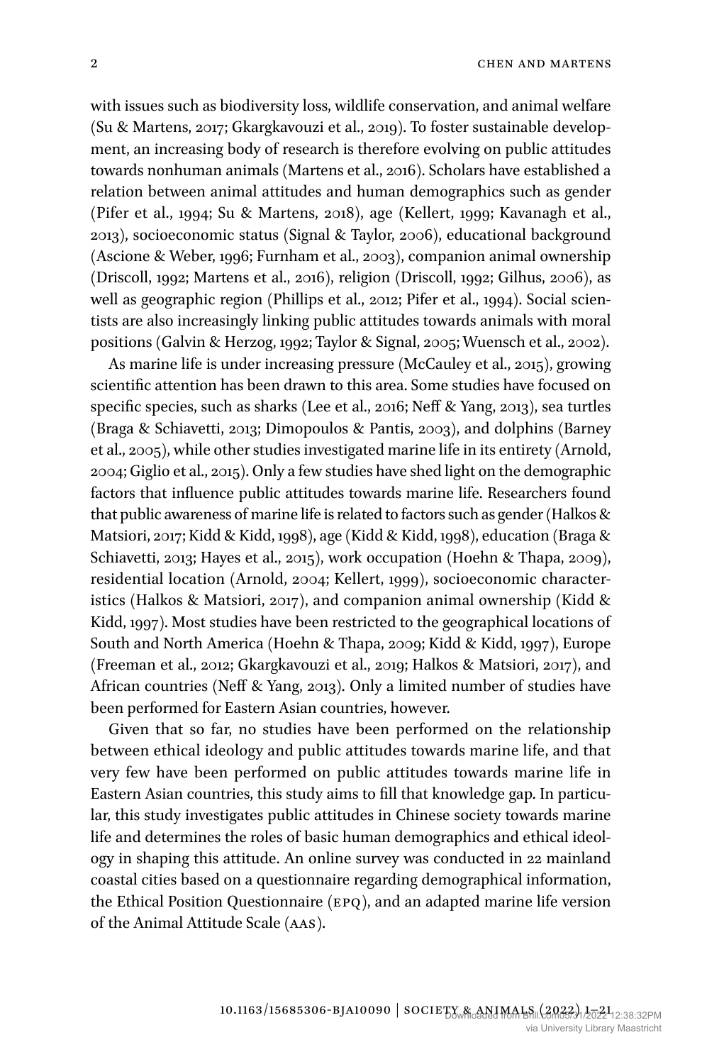with issues such as biodiversity loss, wildlife conservation, and animal welfare (Su & Martens, 2017; Gkargkavouzi et al., 2019). To foster sustainable development, an increasing body of research is therefore evolving on public attitudes towards nonhuman animals (Martens et al., 2016). Scholars have established a relation between animal attitudes and human demographics such as gender (Pifer et al., 1994; Su & Martens, 2018), age (Kellert, 1999; Kavanagh et al., 2013), socioeconomic status (Signal & Taylor, 2006), educational background (Ascione & Weber, 1996; Furnham et al., 2003), companion animal ownership (Driscoll, 1992; Martens et al., 2016), religion (Driscoll, 1992; Gilhus, 2006), as well as geographic region (Phillips et al., 2012; Pifer et al., 1994). Social scientists are also increasingly linking public attitudes towards animals with moral positions (Galvin & Herzog, 1992; Taylor & Signal, 2005; Wuensch et al., 2002).

As marine life is under increasing pressure (McCauley et al., 2015), growing scientific attention has been drawn to this area. Some studies have focused on specific species, such as sharks (Lee et al., 2016; Neff & Yang, 2013), sea turtles (Braga & Schiavetti, 2013; Dimopoulos & Pantis, 2003), and dolphins (Barney et al., 2005), while other studies investigated marine life in its entirety (Arnold, 2004; Giglio et al., 2015). Only a few studies have shed light on the demographic factors that influence public attitudes towards marine life. Researchers found that public awareness of marine life is related to factors such as gender (Halkos & Matsiori, 2017; Kidd & Kidd, 1998), age (Kidd & Kidd, 1998), education (Braga & Schiavetti, 2013; Hayes et al., 2015), work occupation (Hoehn & Thapa, 2009), residential location (Arnold, 2004; Kellert, 1999), socioeconomic characteristics (Halkos & Matsiori, 2017), and companion animal ownership (Kidd & Kidd, 1997). Most studies have been restricted to the geographical locations of South and North America (Hoehn & Thapa, 2009; Kidd & Kidd, 1997), Europe (Freeman et al., 2012; Gkargkavouzi et al., 2019; Halkos & Matsiori, 2017), and African countries (Neff & Yang, 2013). Only a limited number of studies have been performed for Eastern Asian countries, however.

Given that so far, no studies have been performed on the relationship between ethical ideology and public attitudes towards marine life, and that very few have been performed on public attitudes towards marine life in Eastern Asian countries, this study aims to fill that knowledge gap. In particular, this study investigates public attitudes in Chinese society towards marine life and determines the roles of basic human demographics and ethical ideology in shaping this attitude. An online survey was conducted in 22 mainland coastal cities based on a questionnaire regarding demographical information, the Ethical Position Questionnaire (EPQ), and an adapted marine life version of the Animal Attitude Scale (AAS).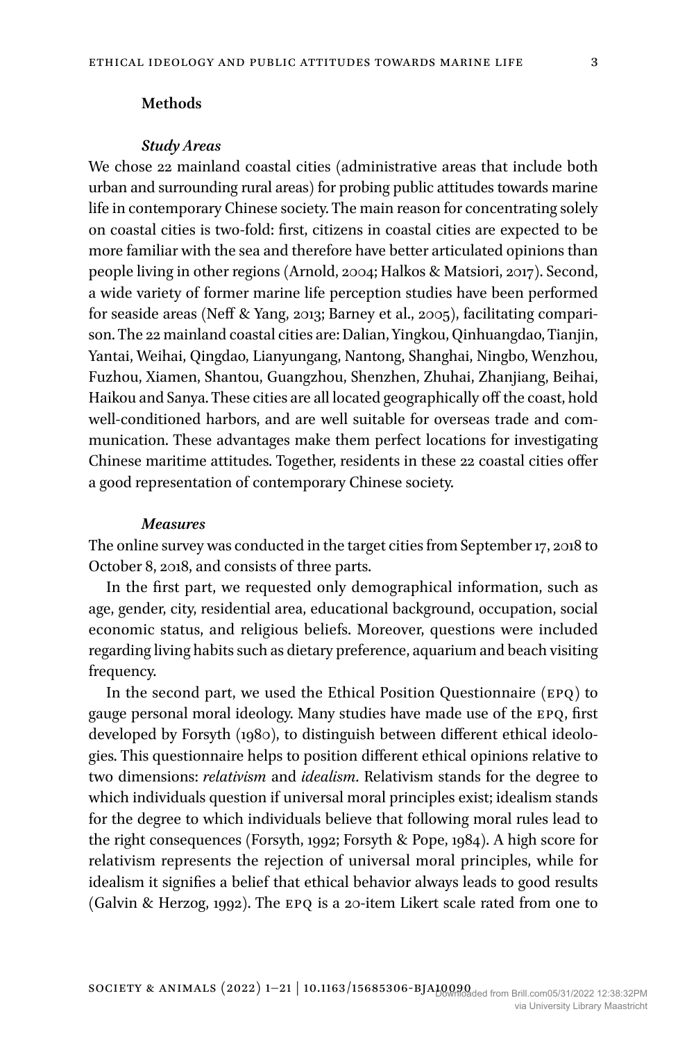## Methods

### *Study Areas*

We chose 22 mainland coastal cities (administrative areas that include both urban and surrounding rural areas) for probing public attitudes towards marine life in contemporary Chinese society. The main reason for concentrating solely on coastal cities is two-fold: first, citizens in coastal cities are expected to be more familiar with the sea and therefore have better articulated opinions than people living in other regions (Arnold, 2004; Halkos & Matsiori, 2017). Second, a wide variety of former marine life perception studies have been performed for seaside areas (Neff & Yang, 2013; Barney et al., 2005), facilitating comparison. The 22 mainland coastal cities are: Dalian, Yingkou, Qinhuangdao, Tianjin, Yantai, Weihai, Qingdao, Lianyungang, Nantong, Shanghai, Ningbo, Wenzhou, Fuzhou, Xiamen, Shantou, Guangzhou, Shenzhen, Zhuhai, Zhanjiang, Beihai, Haikou and Sanya. These cities are all located geographically off the coast, hold well-conditioned harbors, and are well suitable for overseas trade and communication. These advantages make them perfect locations for investigating Chinese maritime attitudes. Together, residents in these 22 coastal cities offer a good representation of contemporary Chinese society.

### *Measures*

The online survey was conducted in the target cities from September 17, 2018 to October 8, 2018, and consists of three parts.

In the first part, we requested only demographical information, such as age, gender, city, residential area, educational background, occupation, social economic status, and religious beliefs. Moreover, questions were included regarding living habits such as dietary preference, aquarium and beach visiting frequency.

In the second part, we used the Ethical Position Questionnaire (EPQ) to gauge personal moral ideology. Many studies have made use of the EPQ, first developed by Forsyth (1980), to distinguish between different ethical ideologies. This questionnaire helps to position different ethical opinions relative to two dimensions: *relativism* and *idealism*. Relativism stands for the degree to which individuals question if universal moral principles exist; idealism stands for the degree to which individuals believe that following moral rules lead to the right consequences (Forsyth, 1992; Forsyth & Pope, 1984). A high score for relativism represents the rejection of universal moral principles, while for idealism it signifies a belief that ethical behavior always leads to good results (Galvin & Herzog, 1992). The EPQ is a 20-item Likert scale rated from one to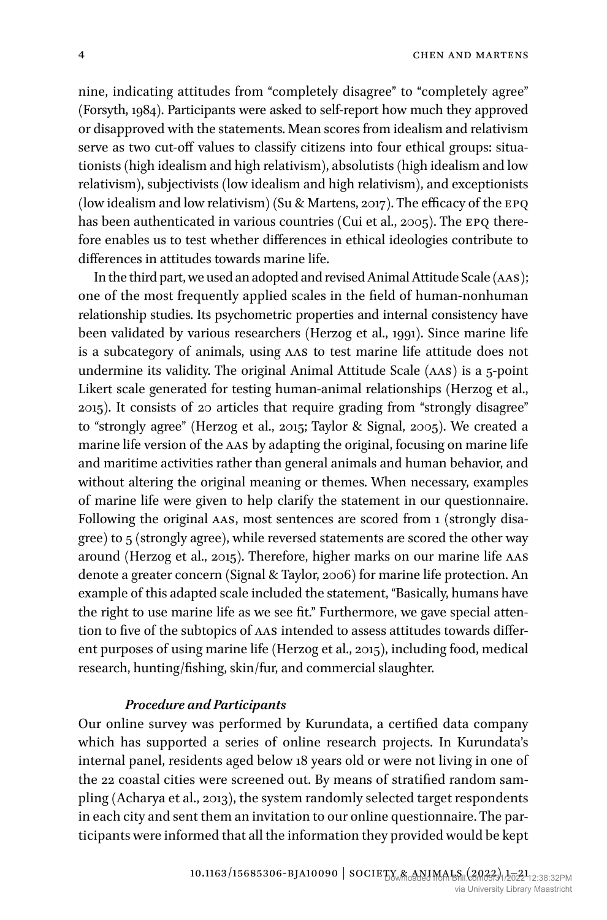nine, indicating attitudes from "completely disagree" to "completely agree" (Forsyth, 1984). Participants were asked to self-report how much they approved or disapproved with the statements. Mean scores from idealism and relativism serve as two cut-off values to classify citizens into four ethical groups: situationists (high idealism and high relativism), absolutists (high idealism and low relativism), subjectivists (low idealism and high relativism), and exceptionists (low idealism and low relativism) (Su & Martens, 2017). The efficacy of the EPQ has been authenticated in various countries (Cui et al., 2005). The EPQ therefore enables us to test whether differences in ethical ideologies contribute to differences in attitudes towards marine life.

In the third part, we used an adopted and revised Animal Attitude Scale (AAS); one of the most frequently applied scales in the field of human-nonhuman relationship studies. Its psychometric properties and internal consistency have been validated by various researchers (Herzog et al., 1991). Since marine life is a subcategory of animals, using AAS to test marine life attitude does not undermine its validity. The original Animal Attitude Scale (AAS) is a 5-point Likert scale generated for testing human-animal relationships (Herzog et al., 2015). It consists of 20 articles that require grading from "strongly disagree" to "strongly agree" (Herzog et al., 2015; Taylor & Signal, 2005). We created a marine life version of the AAS by adapting the original, focusing on marine life and maritime activities rather than general animals and human behavior, and without altering the original meaning or themes. When necessary, examples of marine life were given to help clarify the statement in our questionnaire. Following the original AAS, most sentences are scored from 1 (strongly disagree) to 5 (strongly agree), while reversed statements are scored the other way around (Herzog et al., 2015). Therefore, higher marks on our marine life AAS denote a greater concern (Signal & Taylor, 2006) for marine life protection. An example of this adapted scale included the statement, "Basically, humans have the right to use marine life as we see fit." Furthermore, we gave special attention to five of the subtopics of AAS intended to assess attitudes towards different purposes of using marine life (Herzog et al., 2015), including food, medical research, hunting/fishing, skin/fur, and commercial slaughter.

### *Procedure and Participants*

Our online survey was performed by Kurundata, a certified data company which has supported a series of online research projects. In Kurundata's internal panel, residents aged below 18 years old or were not living in one of the 22 coastal cities were screened out. By means of stratified random sampling (Acharya et al., 2013), the system randomly selected target respondents in each city and sent them an invitation to our online questionnaire. The participants were informed that all the information they provided would be kept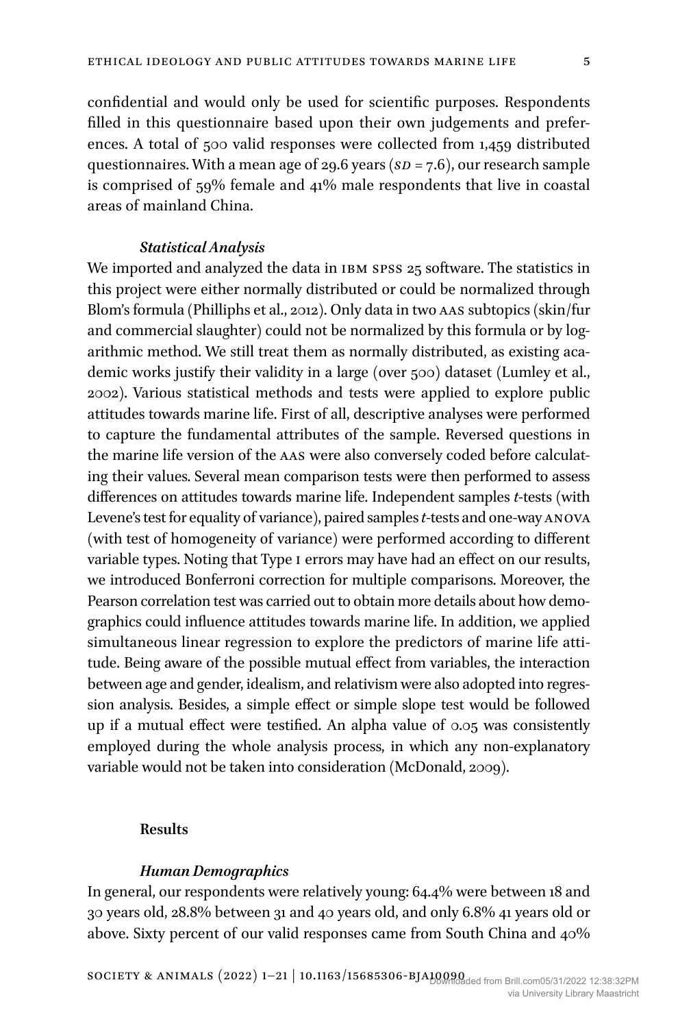confidential and would only be used for scientific purposes. Respondents filled in this questionnaire based upon their own judgements and preferences. A total of 500 valid responses were collected from 1,459 distributed questionnaires. With a mean age of 29.6 years ($SD = 7.6$), our research sample is comprised of 59% female and 41% male respondents that live in coastal areas of mainland China.

### *Statistical Analysis*

We imported and analyzed the data in IBM SPSS 25 software. The statistics in this project were either normally distributed or could be normalized through Blom's formula (Philliphs et al., 2012). Only data in two AAS subtopics (skin/fur and commercial slaughter) could not be normalized by this formula or by logarithmic method. We still treat them as normally distributed, as existing academic works justify their validity in a large (over 500) dataset (Lumley et al., 2002). Various statistical methods and tests were applied to explore public attitudes towards marine life. First of all, descriptive analyses were performed to capture the fundamental attributes of the sample. Reversed questions in the marine life version of the AAS were also conversely coded before calculating their values. Several mean comparison tests were then performed to assess differences on attitudes towards marine life. Independent samples *t*-tests (with Levene's test for equality of variance), paired samples *t*-tests and one-way ANOVA (with test of homogeneity of variance) were performed according to different variable types. Noting that Type I errors may have had an effect on our results, we introduced Bonferroni correction for multiple comparisons. Moreover, the Pearson correlation test was carried out to obtain more details about how demographics could influence attitudes towards marine life. In addition, we applied simultaneous linear regression to explore the predictors of marine life attitude. Being aware of the possible mutual effect from variables, the interaction between age and gender, idealism, and relativism were also adopted into regression analysis. Besides, a simple effect or simple slope test would be followed up if a mutual effect were testified. An alpha value of 0.05 was consistently employed during the whole analysis process, in which any non-explanatory variable would not be taken into consideration (McDonald, 2009).

## Results

### *Human Demographics*

In general, our respondents were relatively young: 64.4% were between 18 and 30 years old, 28.8% between 31 and 40 years old, and only 6.8% 41 years old or above. Sixty percent of our valid responses came from South China and 40%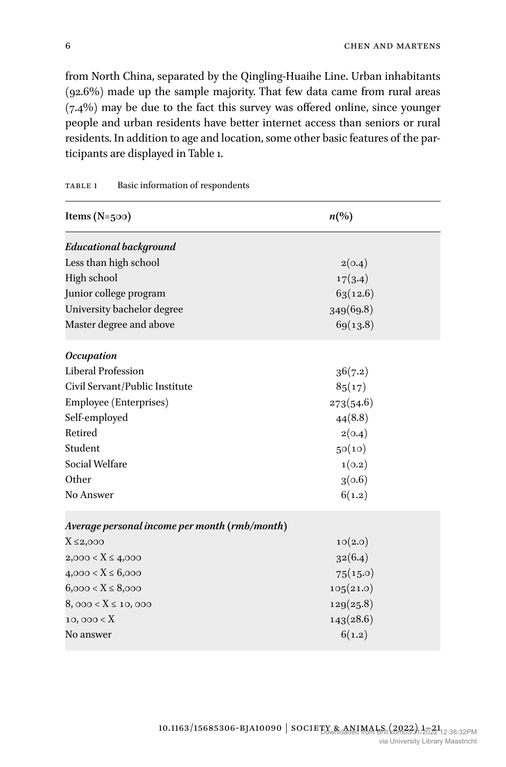from North China, separated by the Qingling-Huaihe Line. Urban inhabitants (92.6%) made up the sample majority. That few data came from rural areas (7.4%) may be due to the fact this survey was offered online, since younger people and urban residents have better internet access than seniors or rural residents. In addition to age and location, some other basic features of the participants are displayed in Table 1.

TABLE 1 Basic information of respondents

| Items (N=500) | *n*(%) |
|---|---|
| ***Educational background*** | |
| Less than high school | 2(0.4) |
| High school | 17(3.4) |
| Junior college program | 63(12.6) |
| University bachelor degree | 349(69.8) |
| Master degree and above | 69(13.8) |
| ***Occupation*** | |
| Liberal Profession | 36(7.2) |
| Civil Servant/Public Institute | 85(17) |
| Employee (Enterprises) | 273(54.6) |
| Self-employed | 44(8.8) |
| Retired | 2(0.4) |
| Student | 50(10) |
| Social Welfare | 1(0.2) |
| Other | 3(0.6) |
| No Answer | 6(1.2) |
| ***Average personal income per month (rmb/month)*** | |
| X ≤2,000 | 10(2.0) |
| 2,000 < X ≤ 4,000 | 32(6.4) |
| 4,000 < X ≤ 6,000 | 75(15.0) |
| 6,000 < X ≤ 8,000 | 105(21.0) |
| 8, 000 < X ≤ 10, 000 | 129(25.8) |
| 10, 000 < X | 143(28.6) |
| No answer | 6(1.2) |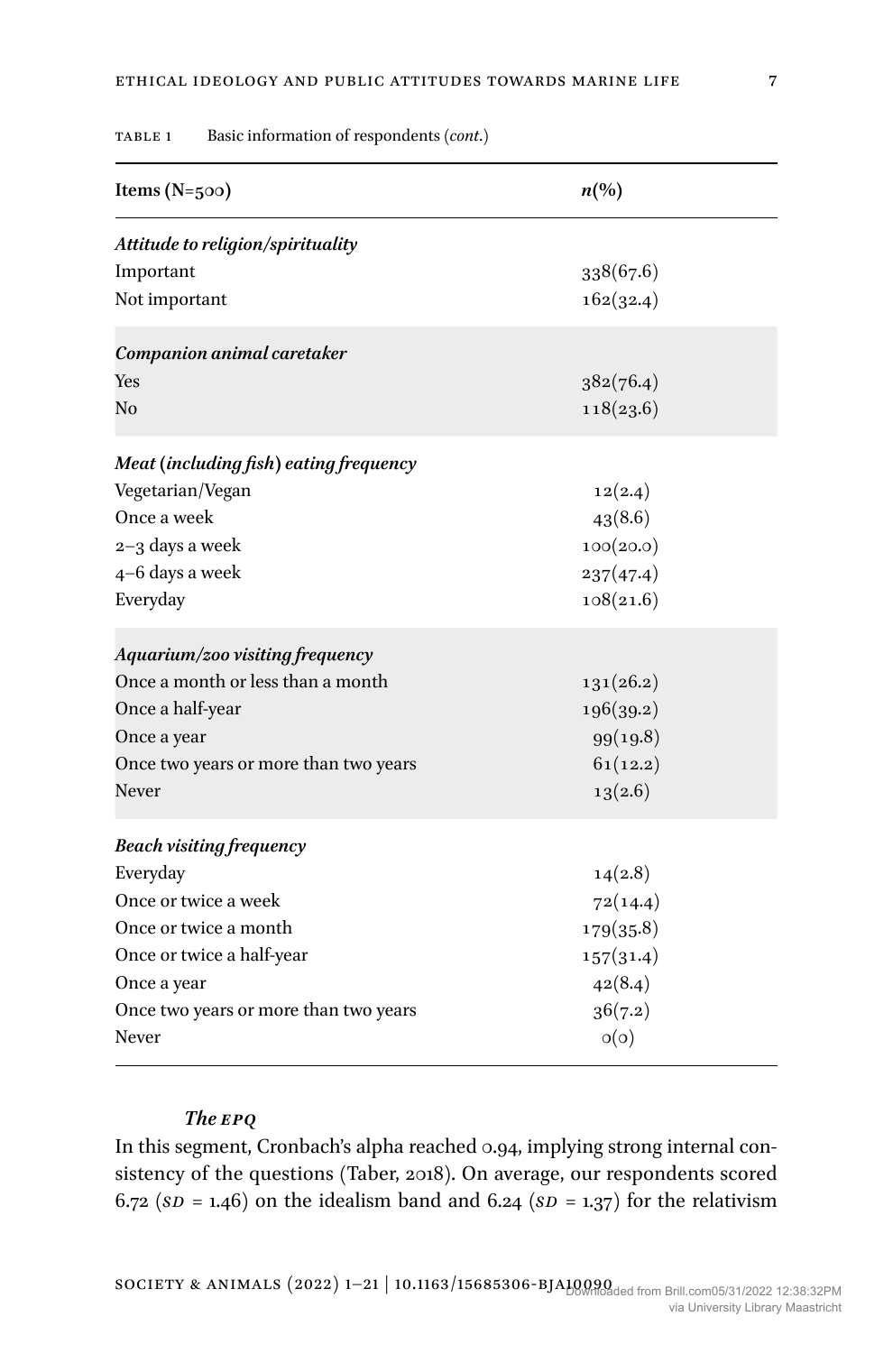Table 1 Basic information of respondents (*cont.*)

| Items (N=500) | *n*(%) |
|---|---|
| ***Attitude to religion/spirituality*** | |
| Important | 338(67.6) |
| Not important | 162(32.4) |
| ***Companion animal caretaker*** | |
| Yes | 382(76.4) |
| No | 118(23.6) |
| ***Meat (including fish) eating frequency*** | |
| Vegetarian/Vegan | 12(2.4) |
| Once a week | 43(8.6) |
| 2–3 days a week | 100(20.0) |
| 4–6 days a week | 237(47.4) |
| Everyday | 108(21.6) |
| ***Aquarium/zoo visiting frequency*** | |
| Once a month or less than a month | 131(26.2) |
| Once a half-year | 196(39.2) |
| Once a year | 99(19.8) |
| Once two years or more than two years | 61(12.2) |
| Never | 13(2.6) |
| ***Beach visiting frequency*** | |
| Everyday | 14(2.8) |
| Once or twice a week | 72(14.4) |
| Once or twice a month | 179(35.8) |
| Once or twice a half-year | 157(31.4) |
| Once a year | 42(8.4) |
| Once two years or more than two years | 36(7.2) |
| Never | 0(0) |

#### *The EPQ*

In this segment, Cronbach's alpha reached 0.94, implying strong internal consistency of the questions (Taber, 2018). On average, our respondents scored 6.72 (*SD* = 1.46) on the idealism band and 6.24 (*SD* = 1.37) for the relativism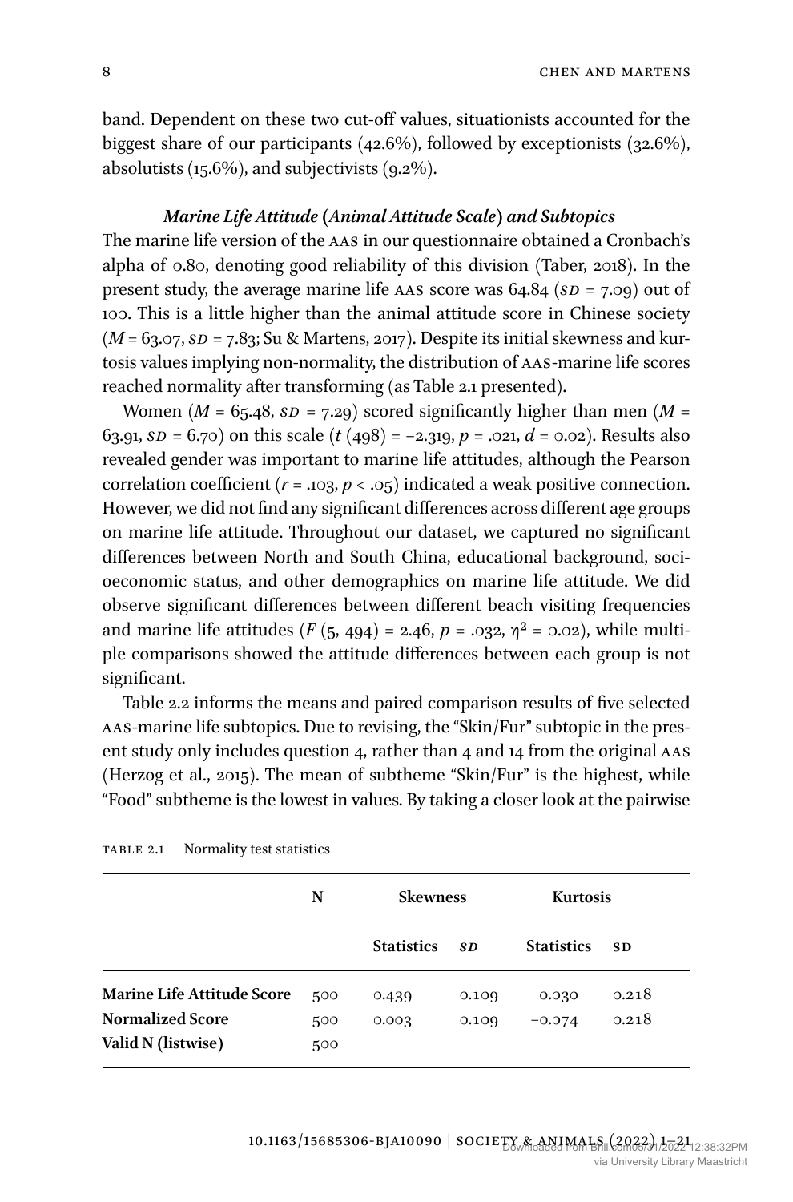band. Dependent on these two cut-off values, situationists accounted for the biggest share of our participants (42.6%), followed by exceptionists (32.6%), absolutists (15.6%), and subjectivists (9.2%).

### *Marine Life Attitude (Animal Attitude Scale) and Subtopics*

The marine life version of the AAS in our questionnaire obtained a Cronbach's alpha of 0.80, denoting good reliability of this division (Taber, 2018). In the present study, the average marine life AAS score was 64.84 ($SD$ = 7.09) out of 100. This is a little higher than the animal attitude score in Chinese society ($M$ = 63.07, $SD$ = 7.83; Su & Martens, 2017). Despite its initial skewness and kurtosis values implying non-normality, the distribution of AAS-marine life scores reached normality after transforming (as Table 2.1 presented).

Women ($M$ = 65.48, $SD$ = 7.29) scored significantly higher than men ($M$ = 63.91, $SD$ = 6.70) on this scale ($t$ (498) = −2.319, $p$ = .021, $d$ = 0.02). Results also revealed gender was important to marine life attitudes, although the Pearson correlation coefficient ($r$ = .103, $p < .05$) indicated a weak positive connection. However, we did not find any significant differences across different age groups on marine life attitude. Throughout our dataset, we captured no significant differences between North and South China, educational background, socioeconomic status, and other demographics on marine life attitude. We did observe significant differences between different beach visiting frequencies and marine life attitudes ($F$ (5, 494) = 2.46, $p$ = .032, $\eta^2$ = 0.02), while multiple comparisons showed the attitude differences between each group is not significant.

Table 2.2 informs the means and paired comparison results of five selected AAS-marine life subtopics. Due to revising, the "Skin/Fur" subtopic in the present study only includes question 4, rather than 4 and 14 from the original AAS (Herzog et al., 2015). The mean of subtheme "Skin/Fur" is the highest, while "Food" subtheme is the lowest in values. By taking a closer look at the pairwise

TABLE 2.1 Normality test statistics

| | N | Skewness | | Kurtosis | |
|---|---|---|---|---|---|
| | | Statistics | SD | Statistics | SD |
| **Marine Life Attitude Score** | 500 | 0.439 | 0.109 | 0.030 | 0.218 |
| **Normalized Score** | 500 | 0.003 | 0.109 | −0.074 | 0.218 |
| **Valid N (listwise)** | 500 | | | | |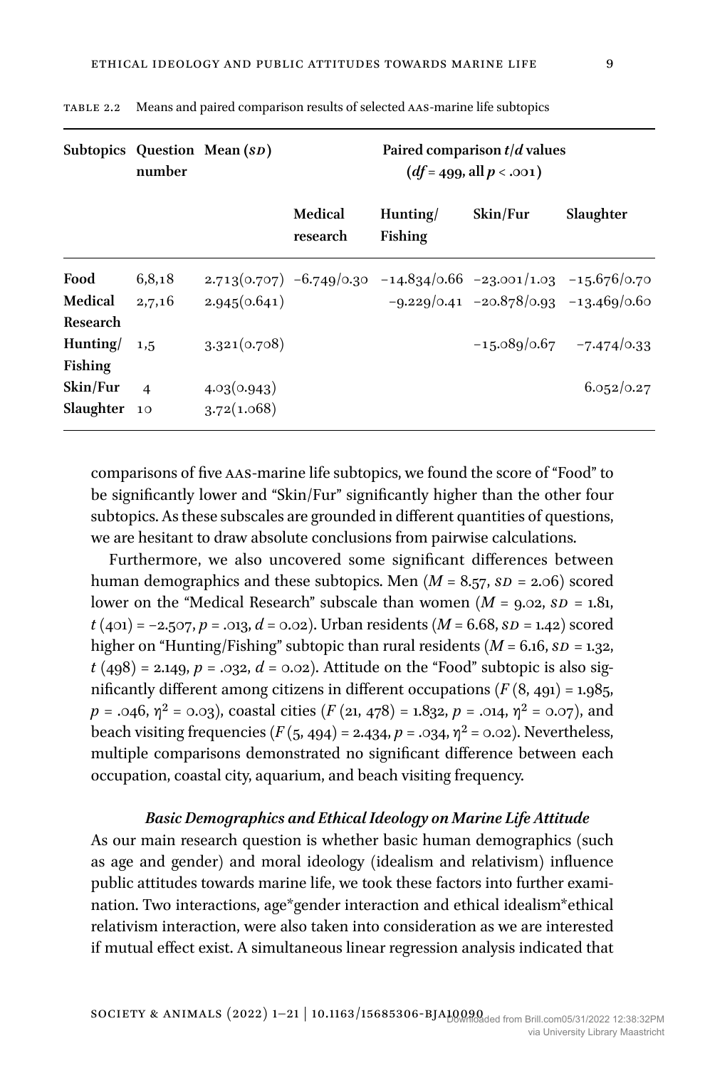TABLE 2.2 Means and paired comparison results of selected AAS-marine life subtopics

| Subtopics | Question number | Mean (SD) | Paired comparison $t/d$ values ($df = 499$, all $p < .001$) | | | |
|---|---|---|---|---|---|---|
| | | | Medical research | Hunting/ Fishing | Skin/Fur | Slaughter |
| **Food** | 6,8,18 | 2.713(0.707) | −6.749/0.30 | −14.834/0.66 | −23.001/1.03 | −15.676/0.70 |
| **Medical Research** | 2,7,16 | 2.945(0.641) | | −9.229/0.41 | −20.878/0.93 | −13.469/0.60 |
| **Hunting/ Fishing** | 1,5 | 3.321(0.708) | | | −15.089/0.67 | −7.474/0.33 |
| **Skin/Fur** | 4 | 4.03(0.943) | | | | 6.052/0.27 |
| **Slaughter** | 10 | 3.72(1.068) | | | | |

comparisons of five AAS-marine life subtopics, we found the score of "Food" to be significantly lower and "Skin/Fur" significantly higher than the other four subtopics. As these subscales are grounded in different quantities of questions, we are hesitant to draw absolute conclusions from pairwise calculations.

Furthermore, we also uncovered some significant differences between human demographics and these subtopics. Men ($M = 8.57$, $SD = 2.06$) scored lower on the "Medical Research" subscale than women ($M = 9.02$, $SD = 1.81$, $t\,(401) = -2.507$, $p = .013$, $d = 0.02$). Urban residents ($M = 6.68$, $SD = 1.42$) scored higher on "Hunting/Fishing" subtopic than rural residents ($M = 6.16$, $SD = 1.32$, $t\,(498) = 2.149$, $p = .032$, $d = 0.02$). Attitude on the "Food" subtopic is also significantly different among citizens in different occupations ($F\,(8, 491) = 1.985$, $p = .046$, $\eta^2 = 0.03$), coastal cities ($F\,(21, 478) = 1.832$, $p = .014$, $\eta^2 = 0.07$), and beach visiting frequencies ($F\,(5, 494) = 2.434$, $p = .034$, $\eta^2 = 0.02$). Nevertheless, multiple comparisons demonstrated no significant difference between each occupation, coastal city, aquarium, and beach visiting frequency.

### *Basic Demographics and Ethical Ideology on Marine Life Attitude*

As our main research question is whether basic human demographics (such as age and gender) and moral ideology (idealism and relativism) influence public attitudes towards marine life, we took these factors into further examination. Two interactions, age*gender interaction and ethical idealism*ethical relativism interaction, were also taken into consideration as we are interested if mutual effect exist. A simultaneous linear regression analysis indicated that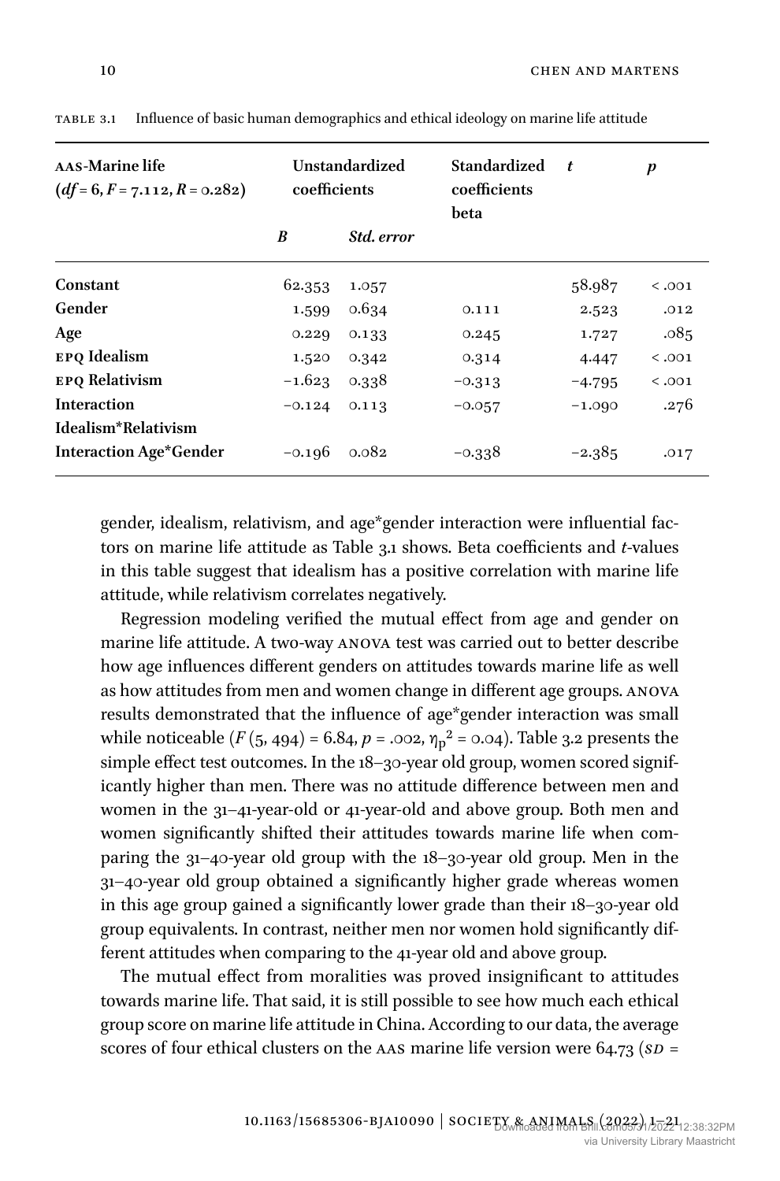TABLE 3.1 Influence of basic human demographics and ethical ideology on marine life attitude

| AAS-Marine life ($df = 6$, $F = 7.112$, $R = 0.282$) | Unstandardized coefficients | | Standardized coefficients beta | *t* | *p* |
|---|---|---|---|---|---|
| | *B* | *Std. error* | | | |
| **Constant** | 62.353 | 1.057 | | 58.987 | < .001 |
| **Gender** | 1.599 | 0.634 | 0.111 | 2.523 | .012 |
| **Age** | 0.229 | 0.133 | 0.245 | 1.727 | .085 |
| **EPQ Idealism** | 1.520 | 0.342 | 0.314 | 4.447 | < .001 |
| **EPQ Relativism** | −1.623 | 0.338 | −0.313 | −4.795 | < .001 |
| **Interaction Idealism*Relativism** | −0.124 | 0.113 | −0.057 | −1.090 | .276 |
| **Interaction Age*Gender** | −0.196 | 0.082 | −0.338 | −2.385 | .017 |

gender, idealism, relativism, and age*gender interaction were influential factors on marine life attitude as Table 3.1 shows. Beta coefficients and *t*-values in this table suggest that idealism has a positive correlation with marine life attitude, while relativism correlates negatively.

Regression modeling verified the mutual effect from age and gender on marine life attitude. A two-way ANOVA test was carried out to better describe how age influences different genders on attitudes towards marine life as well as how attitudes from men and women change in different age groups. ANOVA results demonstrated that the influence of age*gender interaction was small while noticeable ($F\,(5, 494) = 6.84$, $p = .002$, $\eta_p^2 = 0.04$). Table 3.2 presents the simple effect test outcomes. In the 18–30-year old group, women scored significantly higher than men. There was no attitude difference between men and women in the 31–41-year-old or 41-year-old and above group. Both men and women significantly shifted their attitudes towards marine life when comparing the 31–40-year old group with the 18–30-year old group. Men in the 31–40-year old group obtained a significantly higher grade whereas women in this age group gained a significantly lower grade than their 18–30-year old group equivalents. In contrast, neither men nor women hold significantly different attitudes when comparing to the 41-year old and above group.

The mutual effect from moralities was proved insignificant to attitudes towards marine life. That said, it is still possible to see how much each ethical group score on marine life attitude in China. According to our data, the average scores of four ethical clusters on the AAS marine life version were 64.73 (*SD* =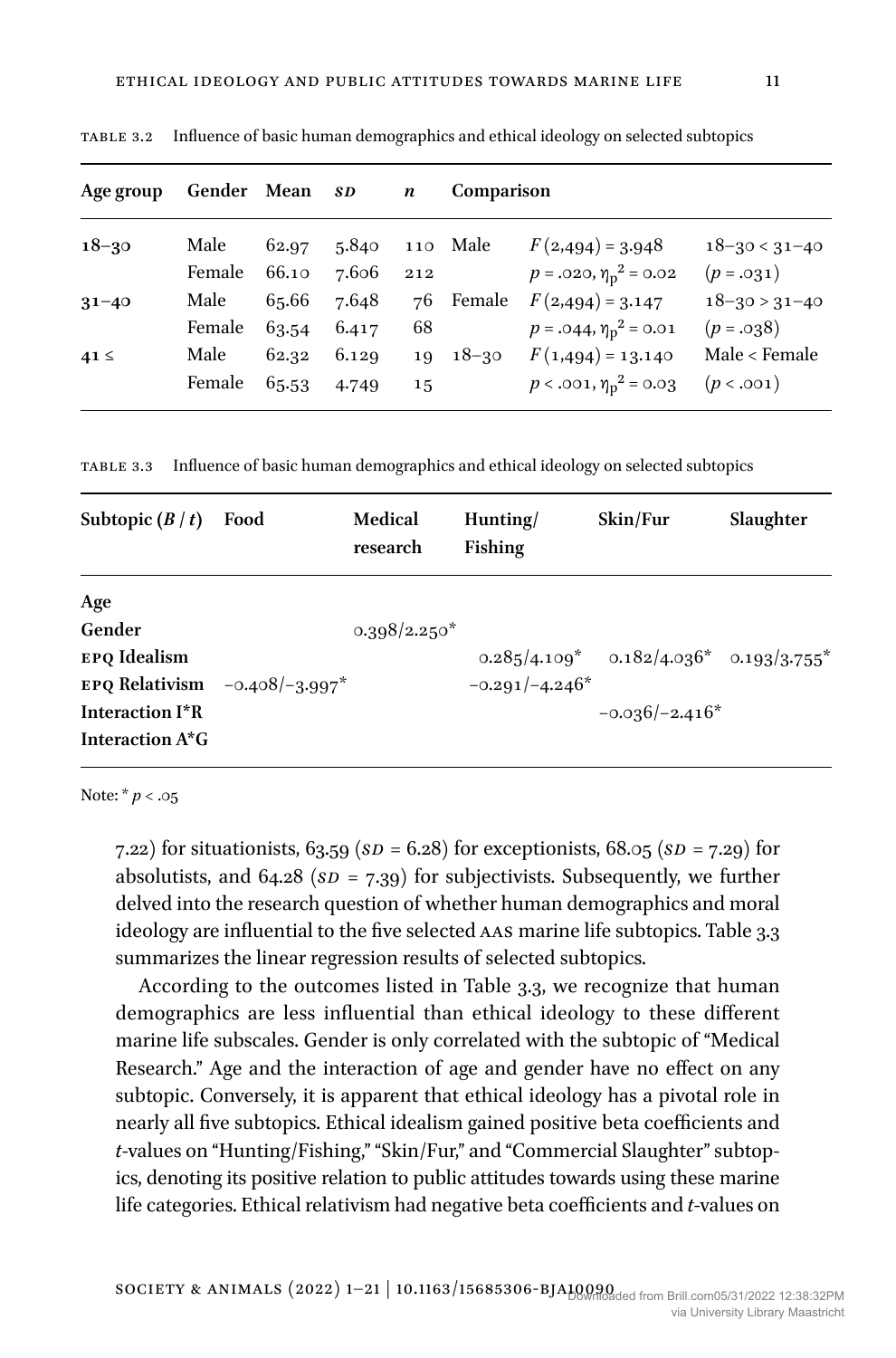TABLE 3.2 Influence of basic human demographics and ethical ideology on selected subtopics

| Age group | Gender | Mean | *SD* | *n* | Comparison | | |
|---|---|---|---|---|---|---|---|
| **18–30** | Male | 62.97 | 5.840 | 110 | Male | $F(2{,}494) = 3.948$ | 18–30 < 31–40 |
| | Female | 66.10 | 7.606 | 212 | | $p = .020$, $\eta_p^2 = 0.02$ | ($p = .031$) |
| **31–40** | Male | 65.66 | 7.648 | 76 | Female | $F(2{,}494) = 3.147$ | 18–30 > 31–40 |
| | Female | 63.54 | 6.417 | 68 | | $p = .044$, $\eta_p^2 = 0.01$ | ($p = .038$) |
| **41 ≤** | Male | 62.32 | 6.129 | 19 | 18–30 | $F(1{,}494) = 13.140$ | Male < Female |
| | Female | 65.53 | 4.749 | 15 | | $p < .001$, $\eta_p^2 = 0.03$ | ($p < .001$) |

TABLE 3.3 Influence of basic human demographics and ethical ideology on selected subtopics

| Subtopic (*B* / *t*) | Food | Medical research | Hunting/Fishing | Skin/Fur | Slaughter |
|---|---|---|---|---|---|
| **Age** | | | | | |
| **Gender** | | 0.398/2.250* | | | |
| **EPQ Idealism** | | | 0.285/4.109* | 0.182/4.036* | 0.193/3.755* |
| **EPQ Relativism** | −0.408/−3.997* | | −0.291/−4.246* | | |
| **Interaction I*R** | | | | −0.036/−2.416* | |
| **Interaction A*G** | | | | | |

Note: * $p < .05$

7.22) for situationists, 63.59 (*SD* = 6.28) for exceptionists, 68.05 (*SD* = 7.29) for absolutists, and 64.28 (*SD* = 7.39) for subjectivists. Subsequently, we further delved into the research question of whether human demographics and moral ideology are influential to the five selected AAS marine life subtopics. Table 3.3 summarizes the linear regression results of selected subtopics.

According to the outcomes listed in Table 3.3, we recognize that human demographics are less influential than ethical ideology to these different marine life subscales. Gender is only correlated with the subtopic of "Medical Research." Age and the interaction of age and gender have no effect on any subtopic. Conversely, it is apparent that ethical ideology has a pivotal role in nearly all five subtopics. Ethical idealism gained positive beta coefficients and *t*-values on "Hunting/Fishing," "Skin/Fur," and "Commercial Slaughter" subtopics, denoting its positive relation to public attitudes towards using these marine life categories. Ethical relativism had negative beta coefficients and *t*-values on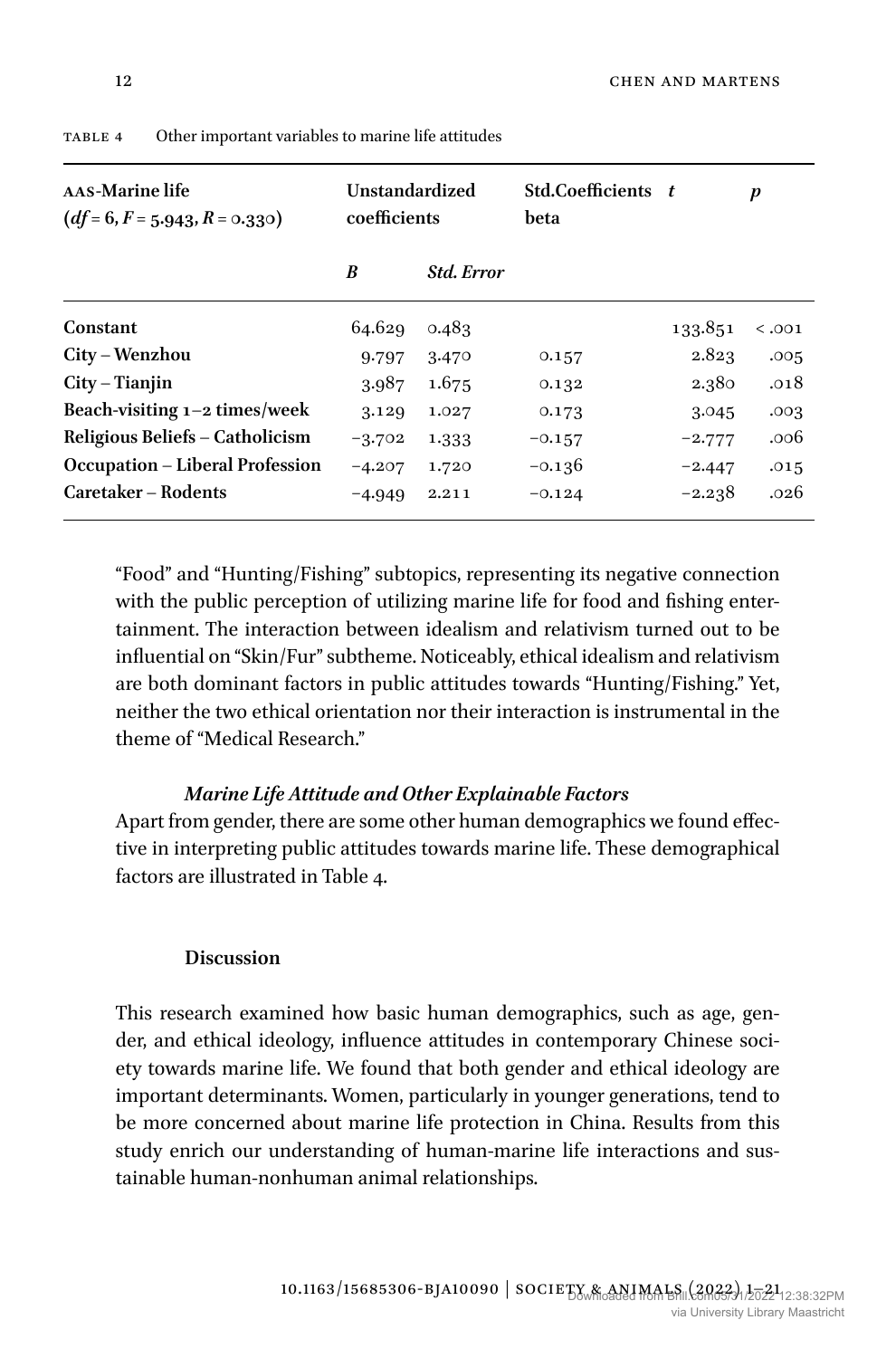TABLE 4 Other important variables to marine life attitudes

| AAS-Marine life ($df$ = 6, $F$ = 5.943, $R$ = 0.330) | Unstandardized coefficients | | Std.Coefficients beta | $t$ | $p$ |
|---|---|---|---|---|---|
| | ***B*** | ***Std. Error*** | | | |
| **Constant** | 64.629 | 0.483 | | 133.851 | < .001 |
| **City – Wenzhou** | 9.797 | 3.470 | 0.157 | 2.823 | .005 |
| **City – Tianjin** | 3.987 | 1.675 | 0.132 | 2.380 | .018 |
| **Beach-visiting 1–2 times/week** | 3.129 | 1.027 | 0.173 | 3.045 | .003 |
| **Religious Beliefs – Catholicism** | −3.702 | 1.333 | −0.157 | −2.777 | .006 |
| **Occupation – Liberal Profession** | −4.207 | 1.720 | −0.136 | −2.447 | .015 |
| **Caretaker – Rodents** | −4.949 | 2.211 | −0.124 | −2.238 | .026 |

"Food" and "Hunting/Fishing" subtopics, representing its negative connection with the public perception of utilizing marine life for food and fishing entertainment. The interaction between idealism and relativism turned out to be influential on "Skin/Fur" subtheme. Noticeably, ethical idealism and relativism are both dominant factors in public attitudes towards "Hunting/Fishing." Yet, neither the two ethical orientation nor their interaction is instrumental in the theme of "Medical Research."

### *Marine Life Attitude and Other Explainable Factors*

Apart from gender, there are some other human demographics we found effective in interpreting public attitudes towards marine life. These demographical factors are illustrated in Table 4.

## Discussion

This research examined how basic human demographics, such as age, gender, and ethical ideology, influence attitudes in contemporary Chinese society towards marine life. We found that both gender and ethical ideology are important determinants. Women, particularly in younger generations, tend to be more concerned about marine life protection in China. Results from this study enrich our understanding of human-marine life interactions and sustainable human-nonhuman animal relationships.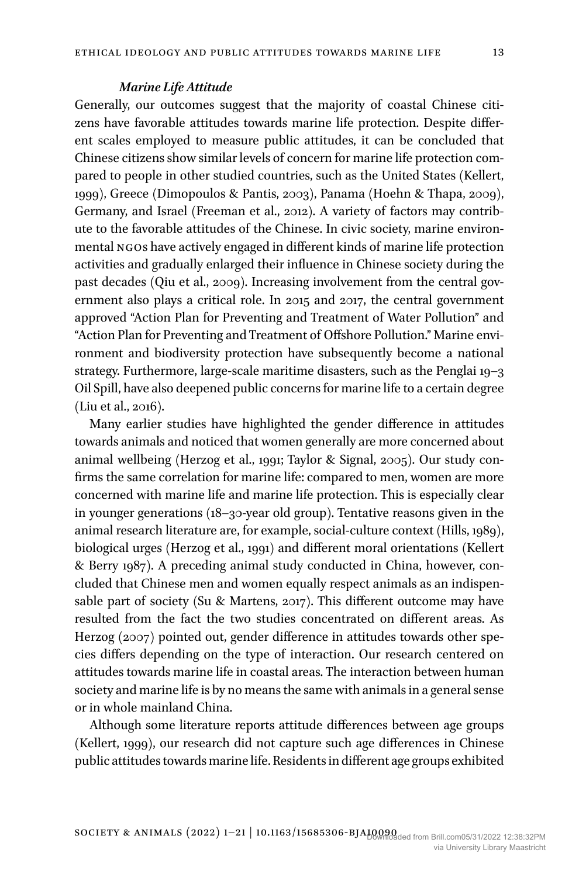#### *Marine Life Attitude*

Generally, our outcomes suggest that the majority of coastal Chinese citizens have favorable attitudes towards marine life protection. Despite different scales employed to measure public attitudes, it can be concluded that Chinese citizens show similar levels of concern for marine life protection compared to people in other studied countries, such as the United States (Kellert, 1999), Greece (Dimopoulos & Pantis, 2003), Panama (Hoehn & Thapa, 2009), Germany, and Israel (Freeman et al., 2012). A variety of factors may contribute to the favorable attitudes of the Chinese. In civic society, marine environmental NGOs have actively engaged in different kinds of marine life protection activities and gradually enlarged their influence in Chinese society during the past decades (Qiu et al., 2009). Increasing involvement from the central government also plays a critical role. In 2015 and 2017, the central government approved "Action Plan for Preventing and Treatment of Water Pollution" and "Action Plan for Preventing and Treatment of Offshore Pollution." Marine environment and biodiversity protection have subsequently become a national strategy. Furthermore, large-scale maritime disasters, such as the Penglai 19–3 Oil Spill, have also deepened public concerns for marine life to a certain degree (Liu et al., 2016).

Many earlier studies have highlighted the gender difference in attitudes towards animals and noticed that women generally are more concerned about animal wellbeing (Herzog et al., 1991; Taylor & Signal, 2005). Our study confirms the same correlation for marine life: compared to men, women are more concerned with marine life and marine life protection. This is especially clear in younger generations (18–30-year old group). Tentative reasons given in the animal research literature are, for example, social-culture context (Hills, 1989), biological urges (Herzog et al., 1991) and different moral orientations (Kellert & Berry 1987). A preceding animal study conducted in China, however, concluded that Chinese men and women equally respect animals as an indispensable part of society (Su & Martens, 2017). This different outcome may have resulted from the fact the two studies concentrated on different areas. As Herzog (2007) pointed out, gender difference in attitudes towards other species differs depending on the type of interaction. Our research centered on attitudes towards marine life in coastal areas. The interaction between human society and marine life is by no means the same with animals in a general sense or in whole mainland China.

Although some literature reports attitude differences between age groups (Kellert, 1999), our research did not capture such age differences in Chinese public attitudes towards marine life. Residents in different age groups exhibited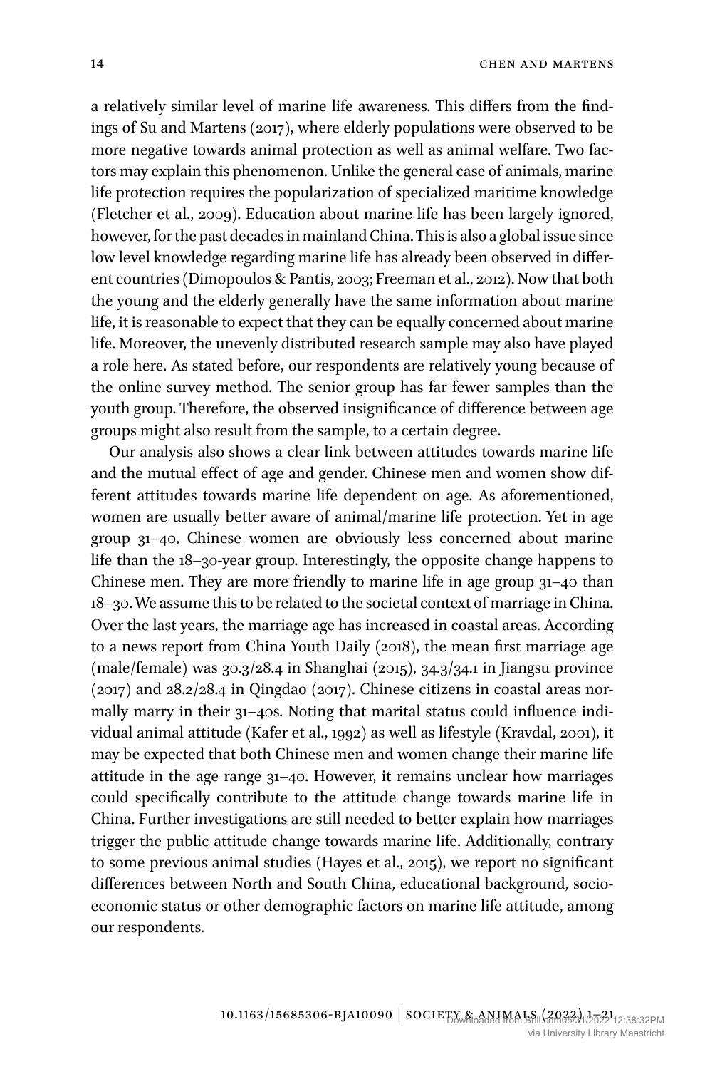a relatively similar level of marine life awareness. This differs from the findings of Su and Martens (2017), where elderly populations were observed to be more negative towards animal protection as well as animal welfare. Two factors may explain this phenomenon. Unlike the general case of animals, marine life protection requires the popularization of specialized maritime knowledge (Fletcher et al., 2009). Education about marine life has been largely ignored, however, for the past decades in mainland China. This is also a global issue since low level knowledge regarding marine life has already been observed in different countries (Dimopoulos & Pantis, 2003; Freeman et al., 2012). Now that both the young and the elderly generally have the same information about marine life, it is reasonable to expect that they can be equally concerned about marine life. Moreover, the unevenly distributed research sample may also have played a role here. As stated before, our respondents are relatively young because of the online survey method. The senior group has far fewer samples than the youth group. Therefore, the observed insignificance of difference between age groups might also result from the sample, to a certain degree.

Our analysis also shows a clear link between attitudes towards marine life and the mutual effect of age and gender. Chinese men and women show different attitudes towards marine life dependent on age. As aforementioned, women are usually better aware of animal/marine life protection. Yet in age group 31–40, Chinese women are obviously less concerned about marine life than the 18–30-year group. Interestingly, the opposite change happens to Chinese men. They are more friendly to marine life in age group 31–40 than 18–30. We assume this to be related to the societal context of marriage in China. Over the last years, the marriage age has increased in coastal areas. According to a news report from China Youth Daily (2018), the mean first marriage age (male/female) was 30.3/28.4 in Shanghai (2015), 34.3/34.1 in Jiangsu province (2017) and 28.2/28.4 in Qingdao (2017). Chinese citizens in coastal areas normally marry in their 31–40s. Noting that marital status could influence individual animal attitude (Kafer et al., 1992) as well as lifestyle (Kravdal, 2001), it may be expected that both Chinese men and women change their marine life attitude in the age range 31–40. However, it remains unclear how marriages could specifically contribute to the attitude change towards marine life in China. Further investigations are still needed to better explain how marriages trigger the public attitude change towards marine life. Additionally, contrary to some previous animal studies (Hayes et al., 2015), we report no significant differences between North and South China, educational background, socioeconomic status or other demographic factors on marine life attitude, among our respondents.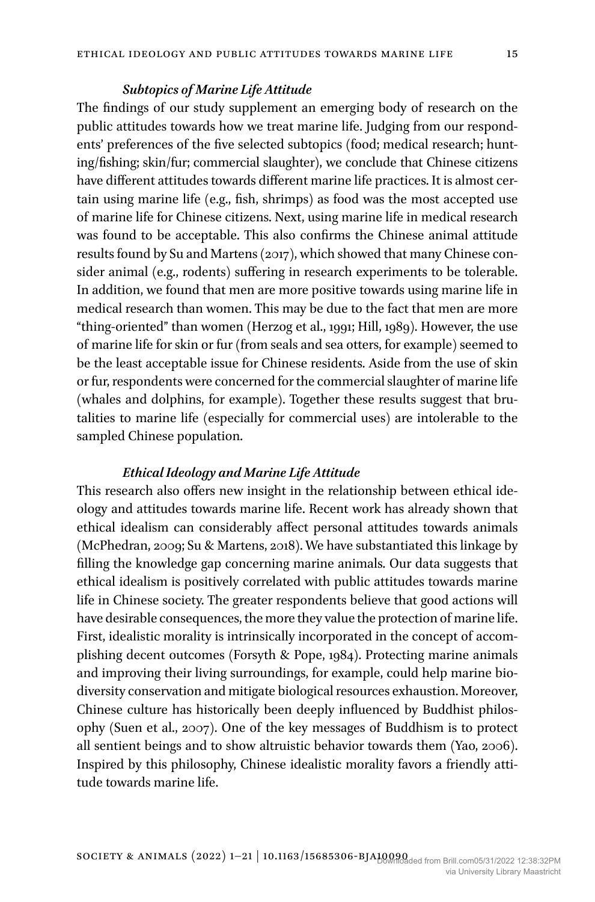### *Subtopics of Marine Life Attitude*

The findings of our study supplement an emerging body of research on the public attitudes towards how we treat marine life. Judging from our respondents' preferences of the five selected subtopics (food; medical research; hunting/fishing; skin/fur; commercial slaughter), we conclude that Chinese citizens have different attitudes towards different marine life practices. It is almost certain using marine life (e.g., fish, shrimps) as food was the most accepted use of marine life for Chinese citizens. Next, using marine life in medical research was found to be acceptable. This also confirms the Chinese animal attitude results found by Su and Martens (2017), which showed that many Chinese consider animal (e.g., rodents) suffering in research experiments to be tolerable. In addition, we found that men are more positive towards using marine life in medical research than women. This may be due to the fact that men are more "thing-oriented" than women (Herzog et al., 1991; Hill, 1989). However, the use of marine life for skin or fur (from seals and sea otters, for example) seemed to be the least acceptable issue for Chinese residents. Aside from the use of skin or fur, respondents were concerned for the commercial slaughter of marine life (whales and dolphins, for example). Together these results suggest that brutalities to marine life (especially for commercial uses) are intolerable to the sampled Chinese population.

### *Ethical Ideology and Marine Life Attitude*

This research also offers new insight in the relationship between ethical ideology and attitudes towards marine life. Recent work has already shown that ethical idealism can considerably affect personal attitudes towards animals (McPhedran, 2009; Su & Martens, 2018). We have substantiated this linkage by filling the knowledge gap concerning marine animals. Our data suggests that ethical idealism is positively correlated with public attitudes towards marine life in Chinese society. The greater respondents believe that good actions will have desirable consequences, the more they value the protection of marine life. First, idealistic morality is intrinsically incorporated in the concept of accomplishing decent outcomes (Forsyth & Pope, 1984). Protecting marine animals and improving their living surroundings, for example, could help marine biodiversity conservation and mitigate biological resources exhaustion. Moreover, Chinese culture has historically been deeply influenced by Buddhist philosophy (Suen et al., 2007). One of the key messages of Buddhism is to protect all sentient beings and to show altruistic behavior towards them (Yao, 2006). Inspired by this philosophy, Chinese idealistic morality favors a friendly attitude towards marine life.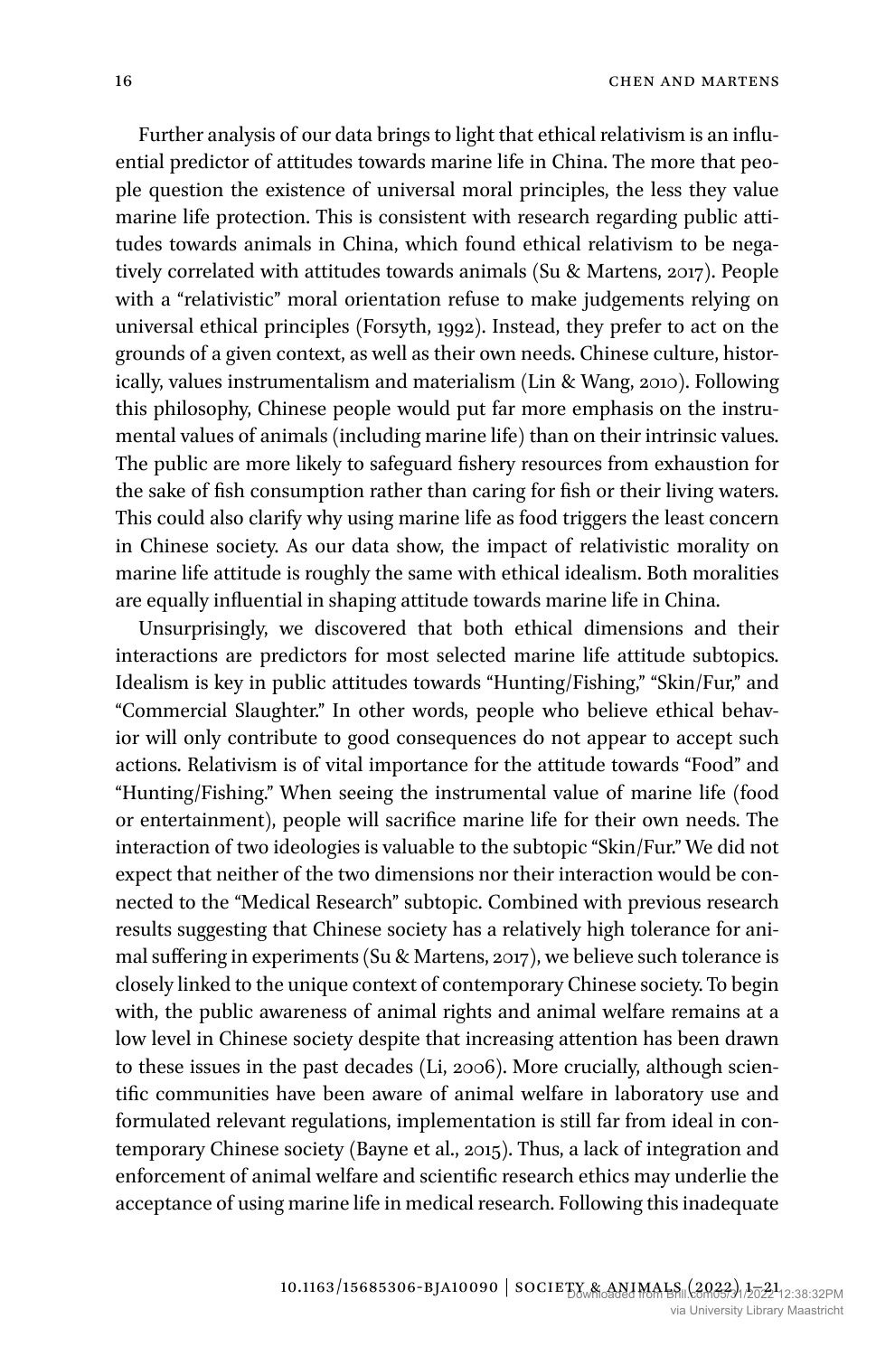Further analysis of our data brings to light that ethical relativism is an influential predictor of attitudes towards marine life in China. The more that people question the existence of universal moral principles, the less they value marine life protection. This is consistent with research regarding public attitudes towards animals in China, which found ethical relativism to be negatively correlated with attitudes towards animals (Su & Martens, 2017). People with a "relativistic" moral orientation refuse to make judgements relying on universal ethical principles (Forsyth, 1992). Instead, they prefer to act on the grounds of a given context, as well as their own needs. Chinese culture, historically, values instrumentalism and materialism (Lin & Wang, 2010). Following this philosophy, Chinese people would put far more emphasis on the instrumental values of animals (including marine life) than on their intrinsic values. The public are more likely to safeguard fishery resources from exhaustion for the sake of fish consumption rather than caring for fish or their living waters. This could also clarify why using marine life as food triggers the least concern in Chinese society. As our data show, the impact of relativistic morality on marine life attitude is roughly the same with ethical idealism. Both moralities are equally influential in shaping attitude towards marine life in China.

Unsurprisingly, we discovered that both ethical dimensions and their interactions are predictors for most selected marine life attitude subtopics. Idealism is key in public attitudes towards "Hunting/Fishing," "Skin/Fur," and "Commercial Slaughter." In other words, people who believe ethical behavior will only contribute to good consequences do not appear to accept such actions. Relativism is of vital importance for the attitude towards "Food" and "Hunting/Fishing." When seeing the instrumental value of marine life (food or entertainment), people will sacrifice marine life for their own needs. The interaction of two ideologies is valuable to the subtopic "Skin/Fur." We did not expect that neither of the two dimensions nor their interaction would be connected to the "Medical Research" subtopic. Combined with previous research results suggesting that Chinese society has a relatively high tolerance for animal suffering in experiments (Su & Martens, 2017), we believe such tolerance is closely linked to the unique context of contemporary Chinese society. To begin with, the public awareness of animal rights and animal welfare remains at a low level in Chinese society despite that increasing attention has been drawn to these issues in the past decades (Li, 2006). More crucially, although scientific communities have been aware of animal welfare in laboratory use and formulated relevant regulations, implementation is still far from ideal in contemporary Chinese society (Bayne et al., 2015). Thus, a lack of integration and enforcement of animal welfare and scientific research ethics may underlie the acceptance of using marine life in medical research. Following this inadequate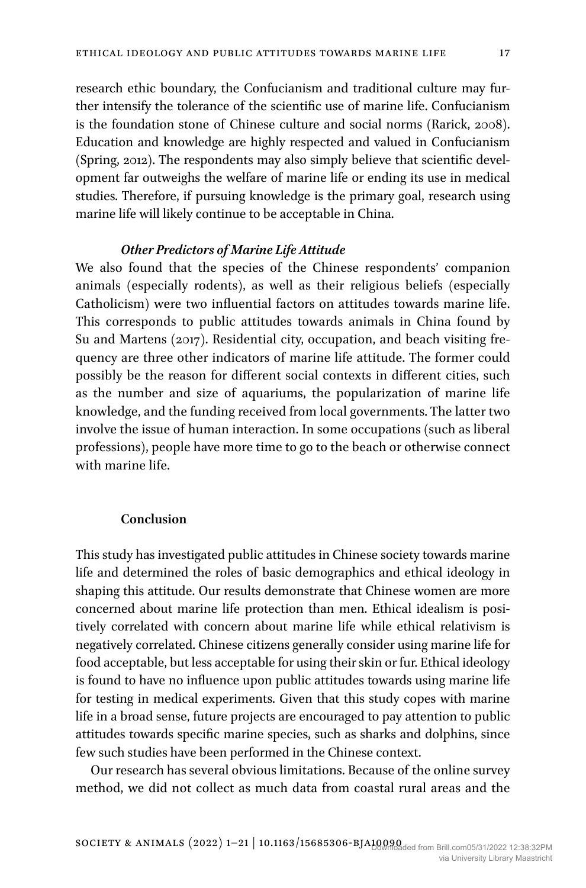research ethic boundary, the Confucianism and traditional culture may further intensify the tolerance of the scientific use of marine life. Confucianism is the foundation stone of Chinese culture and social norms (Rarick, 2008). Education and knowledge are highly respected and valued in Confucianism (Spring, 2012). The respondents may also simply believe that scientific development far outweighs the welfare of marine life or ending its use in medical studies. Therefore, if pursuing knowledge is the primary goal, research using marine life will likely continue to be acceptable in China.

#### *Other Predictors of Marine Life Attitude*

We also found that the species of the Chinese respondents' companion animals (especially rodents), as well as their religious beliefs (especially Catholicism) were two influential factors on attitudes towards marine life. This corresponds to public attitudes towards animals in China found by Su and Martens (2017). Residential city, occupation, and beach visiting frequency are three other indicators of marine life attitude. The former could possibly be the reason for different social contexts in different cities, such as the number and size of aquariums, the popularization of marine life knowledge, and the funding received from local governments. The latter two involve the issue of human interaction. In some occupations (such as liberal professions), people have more time to go to the beach or otherwise connect with marine life.

## Conclusion

This study has investigated public attitudes in Chinese society towards marine life and determined the roles of basic demographics and ethical ideology in shaping this attitude. Our results demonstrate that Chinese women are more concerned about marine life protection than men. Ethical idealism is positively correlated with concern about marine life while ethical relativism is negatively correlated. Chinese citizens generally consider using marine life for food acceptable, but less acceptable for using their skin or fur. Ethical ideology is found to have no influence upon public attitudes towards using marine life for testing in medical experiments. Given that this study copes with marine life in a broad sense, future projects are encouraged to pay attention to public attitudes towards specific marine species, such as sharks and dolphins, since few such studies have been performed in the Chinese context.

Our research has several obvious limitations. Because of the online survey method, we did not collect as much data from coastal rural areas and the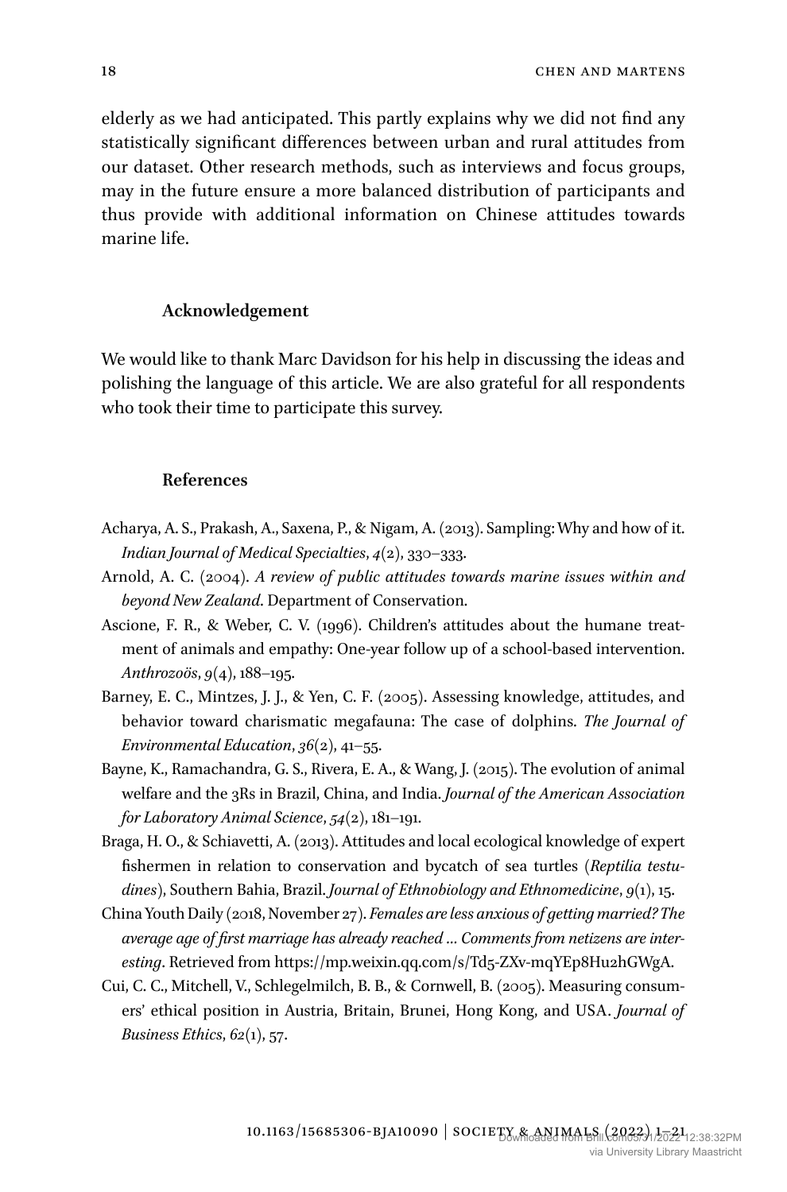elderly as we had anticipated. This partly explains why we did not find any statistically significant differences between urban and rural attitudes from our dataset. Other research methods, such as interviews and focus groups, may in the future ensure a more balanced distribution of participants and thus provide with additional information on Chinese attitudes towards marine life.

## Acknowledgement

We would like to thank Marc Davidson for his help in discussing the ideas and polishing the language of this article. We are also grateful for all respondents who took their time to participate this survey.

## References

Acharya, A. S., Prakash, A., Saxena, P., & Nigam, A. (2013). Sampling: Why and how of it. *Indian Journal of Medical Specialties*, *4*(2), 330–333.

Arnold, A. C. (2004). *A review of public attitudes towards marine issues within and beyond New Zealand*. Department of Conservation.

Ascione, F. R., & Weber, C. V. (1996). Children's attitudes about the humane treatment of animals and empathy: One-year follow up of a school-based intervention. *Anthrozoös*, *9*(4), 188–195.

Barney, E. C., Mintzes, J. J., & Yen, C. F. (2005). Assessing knowledge, attitudes, and behavior toward charismatic megafauna: The case of dolphins. *The Journal of Environmental Education*, *36*(2), 41–55.

Bayne, K., Ramachandra, G. S., Rivera, E. A., & Wang, J. (2015). The evolution of animal welfare and the 3Rs in Brazil, China, and India. *Journal of the American Association for Laboratory Animal Science*, *54*(2), 181–191.

Braga, H. O., & Schiavetti, A. (2013). Attitudes and local ecological knowledge of expert fishermen in relation to conservation and bycatch of sea turtles (*Reptilia testudines*), Southern Bahia, Brazil. *Journal of Ethnobiology and Ethnomedicine*, *9*(1), 15.

China Youth Daily (2018, November 27). *Females are less anxious of getting married? The average age of first marriage has already reached … Comments from netizens are interesting*. Retrieved from https://mp.weixin.qq.com/s/Td5-ZXv-mqYEp8Hu2hGWgA.

Cui, C. C., Mitchell, V., Schlegelmilch, B. B., & Cornwell, B. (2005). Measuring consumers' ethical position in Austria, Britain, Brunei, Hong Kong, and USA. *Journal of Business Ethics*, *62*(1), 57.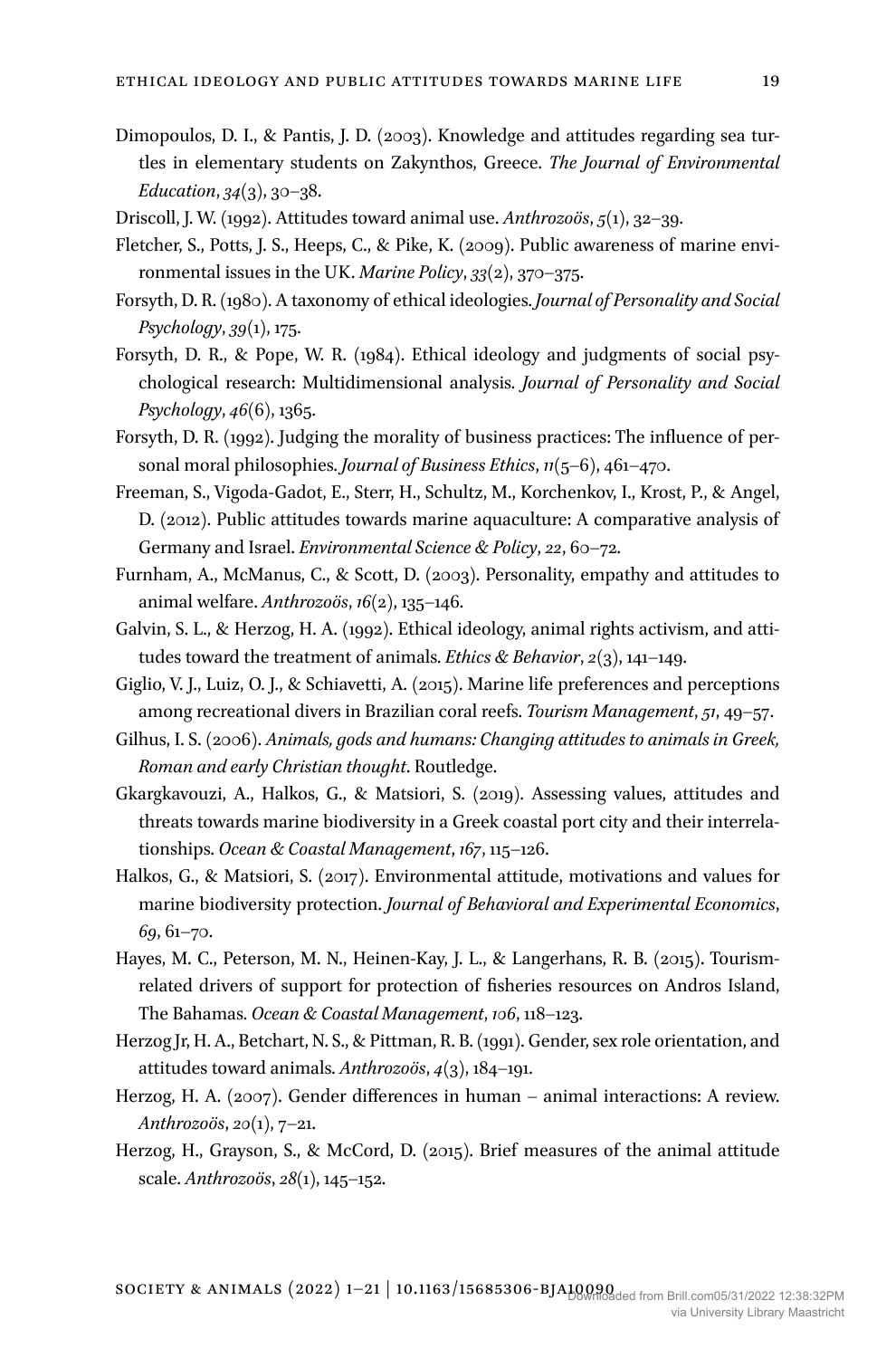Dimopoulos, D. I., & Pantis, J. D. (2003). Knowledge and attitudes regarding sea turtles in elementary students on Zakynthos, Greece. *The Journal of Environmental Education*, *34*(3), 30–38.

Driscoll, J. W. (1992). Attitudes toward animal use. *Anthrozoös*, *5*(1), 32–39.

Fletcher, S., Potts, J. S., Heeps, C., & Pike, K. (2009). Public awareness of marine environmental issues in the UK. *Marine Policy*, *33*(2), 370–375.

Forsyth, D. R. (1980). A taxonomy of ethical ideologies. *Journal of Personality and Social Psychology*, *39*(1), 175.

Forsyth, D. R., & Pope, W. R. (1984). Ethical ideology and judgments of social psychological research: Multidimensional analysis. *Journal of Personality and Social Psychology*, *46*(6), 1365.

Forsyth, D. R. (1992). Judging the morality of business practices: The influence of personal moral philosophies. *Journal of Business Ethics*, *11*(5–6), 461–470.

Freeman, S., Vigoda-Gadot, E., Sterr, H., Schultz, M., Korchenkov, I., Krost, P., & Angel, D. (2012). Public attitudes towards marine aquaculture: A comparative analysis of Germany and Israel. *Environmental Science & Policy*, *22*, 60–72.

Furnham, A., McManus, C., & Scott, D. (2003). Personality, empathy and attitudes to animal welfare. *Anthrozoös*, *16*(2), 135–146.

Galvin, S. L., & Herzog, H. A. (1992). Ethical ideology, animal rights activism, and attitudes toward the treatment of animals. *Ethics & Behavior*, *2*(3), 141–149.

Giglio, V. J., Luiz, O. J., & Schiavetti, A. (2015). Marine life preferences and perceptions among recreational divers in Brazilian coral reefs. *Tourism Management*, *51*, 49–57.

Gilhus, I. S. (2006). *Animals, gods and humans: Changing attitudes to animals in Greek, Roman and early Christian thought*. Routledge.

Gkargkavouzi, A., Halkos, G., & Matsiori, S. (2019). Assessing values, attitudes and threats towards marine biodiversity in a Greek coastal port city and their interrelationships. *Ocean & Coastal Management*, *167*, 115–126.

Halkos, G., & Matsiori, S. (2017). Environmental attitude, motivations and values for marine biodiversity protection. *Journal of Behavioral and Experimental Economics*, *69*, 61–70.

Hayes, M. C., Peterson, M. N., Heinen-Kay, J. L., & Langerhans, R. B. (2015). Tourism-related drivers of support for protection of fisheries resources on Andros Island, The Bahamas. *Ocean & Coastal Management*, *106*, 118–123.

Herzog Jr, H. A., Betchart, N. S., & Pittman, R. B. (1991). Gender, sex role orientation, and attitudes toward animals. *Anthrozoös*, *4*(3), 184–191.

Herzog, H. A. (2007). Gender differences in human – animal interactions: A review. *Anthrozoös*, *20*(1), 7–21.

Herzog, H., Grayson, S., & McCord, D. (2015). Brief measures of the animal attitude scale. *Anthrozoös*, *28*(1), 145–152.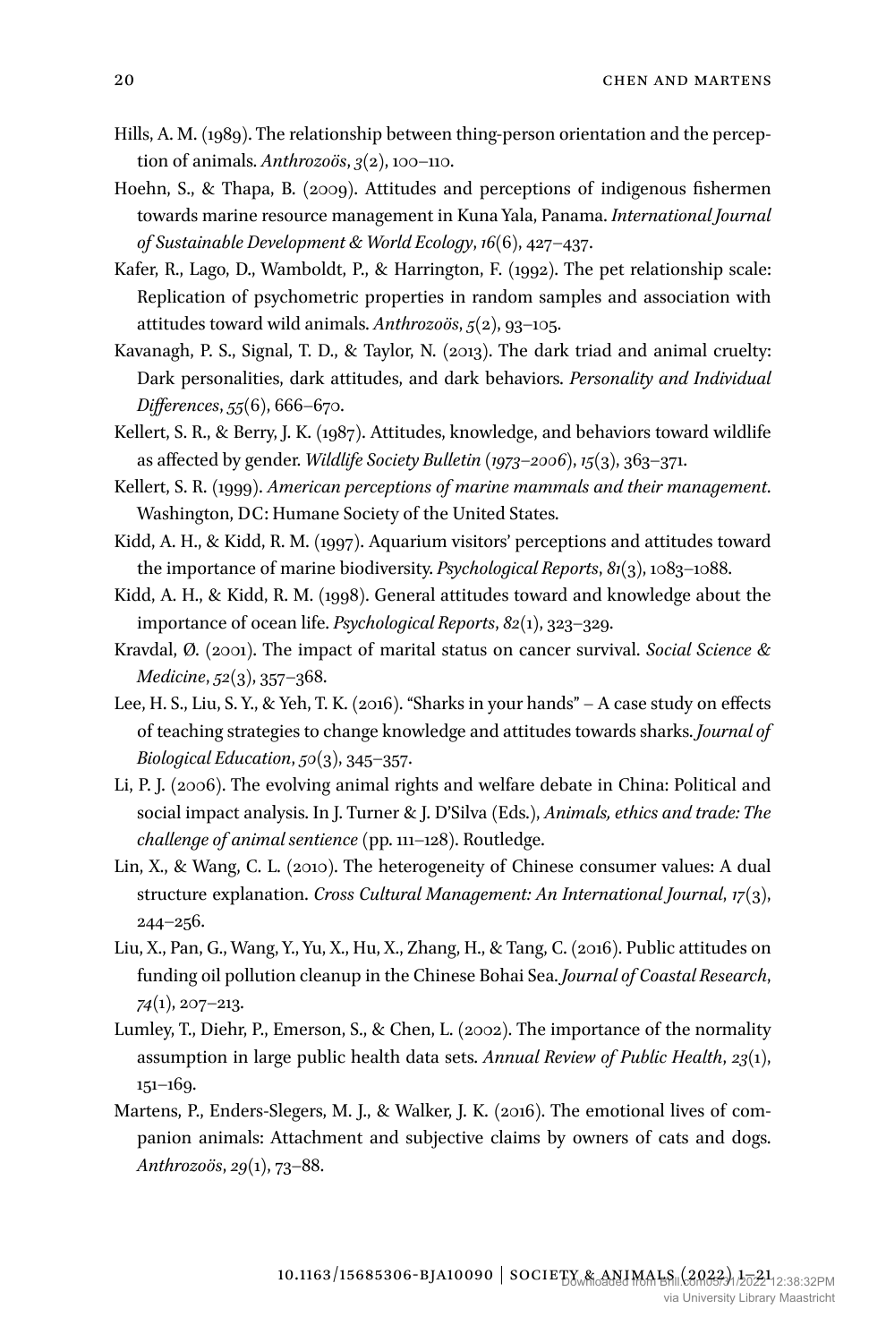Hills, A. M. (1989). The relationship between thing-person orientation and the perception of animals. *Anthrozoös*, *3*(2), 100–110.

Hoehn, S., & Thapa, B. (2009). Attitudes and perceptions of indigenous fishermen towards marine resource management in Kuna Yala, Panama. *International Journal of Sustainable Development & World Ecology*, *16*(6), 427–437.

Kafer, R., Lago, D., Wamboldt, P., & Harrington, F. (1992). The pet relationship scale: Replication of psychometric properties in random samples and association with attitudes toward wild animals. *Anthrozoös*, *5*(2), 93–105.

Kavanagh, P. S., Signal, T. D., & Taylor, N. (2013). The dark triad and animal cruelty: Dark personalities, dark attitudes, and dark behaviors. *Personality and Individual Differences*, *55*(6), 666–670.

Kellert, S. R., & Berry, J. K. (1987). Attitudes, knowledge, and behaviors toward wildlife as affected by gender. *Wildlife Society Bulletin (1973–2006)*, *15*(3), 363–371.

Kellert, S. R. (1999). *American perceptions of marine mammals and their management*. Washington, DC: Humane Society of the United States.

Kidd, A. H., & Kidd, R. M. (1997). Aquarium visitors' perceptions and attitudes toward the importance of marine biodiversity. *Psychological Reports*, *81*(3), 1083–1088.

Kidd, A. H., & Kidd, R. M. (1998). General attitudes toward and knowledge about the importance of ocean life. *Psychological Reports*, *82*(1), 323–329.

Kravdal, Ø. (2001). The impact of marital status on cancer survival. *Social Science & Medicine*, *52*(3), 357–368.

Lee, H. S., Liu, S. Y., & Yeh, T. K. (2016). "Sharks in your hands" – A case study on effects of teaching strategies to change knowledge and attitudes towards sharks. *Journal of Biological Education*, *50*(3), 345–357.

Li, P. J. (2006). The evolving animal rights and welfare debate in China: Political and social impact analysis. In J. Turner & J. D'Silva (Eds.), *Animals, ethics and trade: The challenge of animal sentience* (pp. 111–128). Routledge.

Lin, X., & Wang, C. L. (2010). The heterogeneity of Chinese consumer values: A dual structure explanation. *Cross Cultural Management: An International Journal*, *17*(3), 244–256.

Liu, X., Pan, G., Wang, Y., Yu, X., Hu, X., Zhang, H., & Tang, C. (2016). Public attitudes on funding oil pollution cleanup in the Chinese Bohai Sea. *Journal of Coastal Research*, *74*(1), 207–213.

Lumley, T., Diehr, P., Emerson, S., & Chen, L. (2002). The importance of the normality assumption in large public health data sets. *Annual Review of Public Health*, *23*(1), 151–169.

Martens, P., Enders-Slegers, M. J., & Walker, J. K. (2016). The emotional lives of companion animals: Attachment and subjective claims by owners of cats and dogs. *Anthrozoös*, *29*(1), 73–88.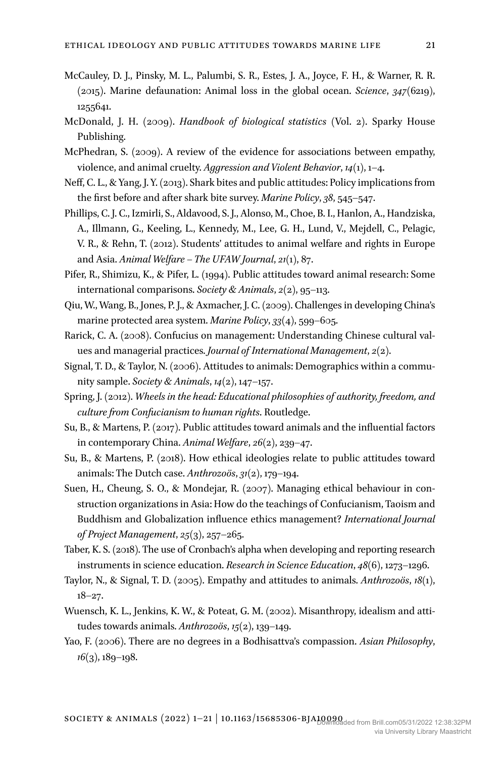McCauley, D. J., Pinsky, M. L., Palumbi, S. R., Estes, J. A., Joyce, F. H., & Warner, R. R. (2015). Marine defaunation: Animal loss in the global ocean. *Science*, *347*(6219), 1255641.

McDonald, J. H. (2009). *Handbook of biological statistics* (Vol. 2). Sparky House Publishing.

McPhedran, S. (2009). A review of the evidence for associations between empathy, violence, and animal cruelty. *Aggression and Violent Behavior*, *14*(1), 1–4.

Neff, C. L., & Yang, J. Y. (2013). Shark bites and public attitudes: Policy implications from the first before and after shark bite survey. *Marine Policy*, *38*, 545–547.

Phillips, C. J. C., Izmirli, S., Aldavood, S. J., Alonso, M., Choe, B. I., Hanlon, A., Handziska, A., Illmann, G., Keeling, L., Kennedy, M., Lee, G. H., Lund, V., Mejdell, C., Pelagic, V. R., & Rehn, T. (2012). Students' attitudes to animal welfare and rights in Europe and Asia. *Animal Welfare – The UFAW Journal*, *21*(1), 87.

Pifer, R., Shimizu, K., & Pifer, L. (1994). Public attitudes toward animal research: Some international comparisons. *Society & Animals*, *2*(2), 95–113.

Qiu, W., Wang, B., Jones, P. J., & Axmacher, J. C. (2009). Challenges in developing China's marine protected area system. *Marine Policy*, *33*(4), 599–605.

Rarick, C. A. (2008). Confucius on management: Understanding Chinese cultural values and managerial practices. *Journal of International Management*, *2*(2).

Signal, T. D., & Taylor, N. (2006). Attitudes to animals: Demographics within a community sample. *Society & Animals*, *14*(2), 147–157.

Spring, J. (2012). *Wheels in the head: Educational philosophies of authority, freedom, and culture from Confucianism to human rights*. Routledge.

Su, B., & Martens, P. (2017). Public attitudes toward animals and the influential factors in contemporary China. *Animal Welfare*, *26*(2), 239–47.

Su, B., & Martens, P. (2018). How ethical ideologies relate to public attitudes toward animals: The Dutch case. *Anthrozoös*, *31*(2), 179–194.

Suen, H., Cheung, S. O., & Mondejar, R. (2007). Managing ethical behaviour in construction organizations in Asia: How do the teachings of Confucianism, Taoism and Buddhism and Globalization influence ethics management? *International Journal of Project Management*, *25*(3), 257–265.

Taber, K. S. (2018). The use of Cronbach's alpha when developing and reporting research instruments in science education. *Research in Science Education*, *48*(6), 1273–1296.

Taylor, N., & Signal, T. D. (2005). Empathy and attitudes to animals. *Anthrozoös*, *18*(1), 18–27.

Wuensch, K. L., Jenkins, K. W., & Poteat, G. M. (2002). Misanthropy, idealism and attitudes towards animals. *Anthrozoös*, *15*(2), 139–149.

Yao, F. (2006). There are no degrees in a Bodhisattva's compassion. *Asian Philosophy*, *16*(3), 189–198.